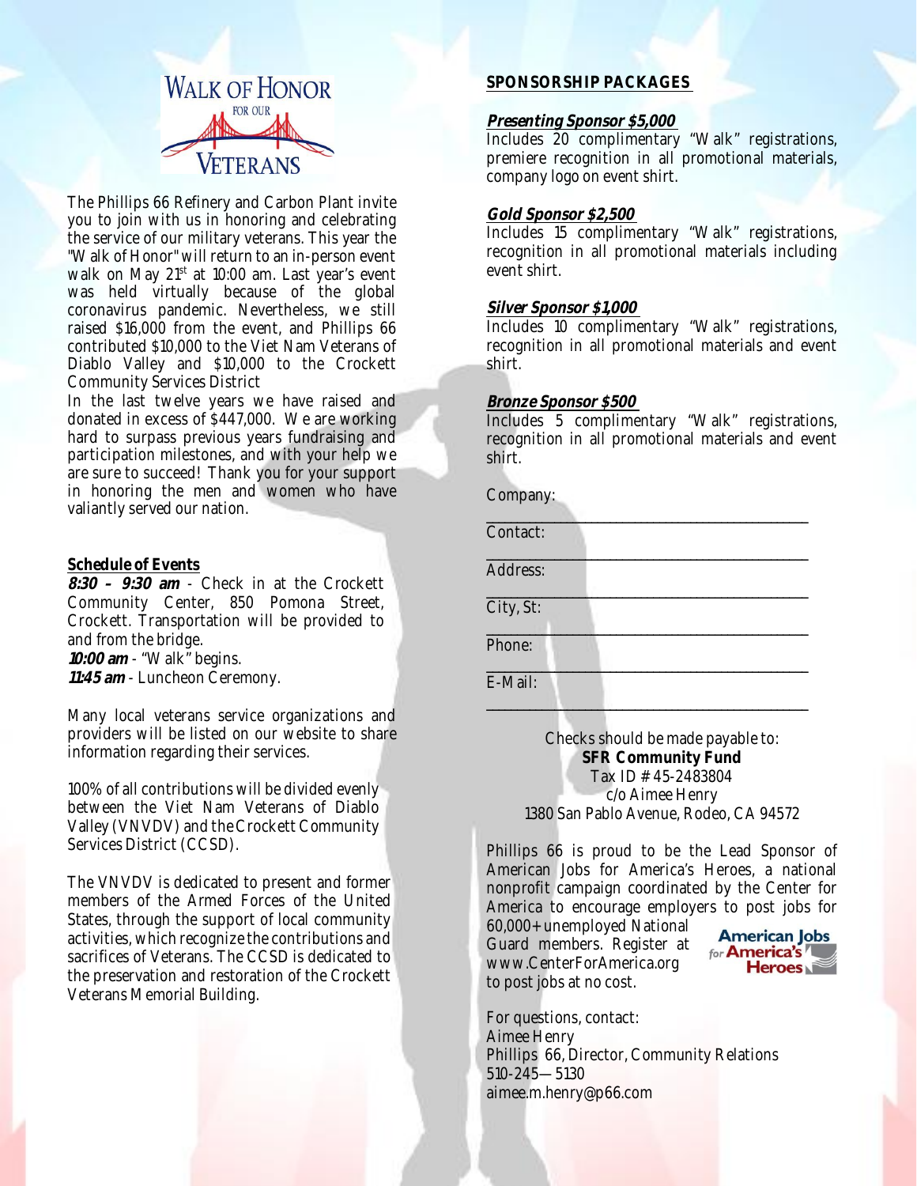# Walk of Honor for our Veterans

The Phillips 66 Refinery and Carbon Plant invite you to join with us in honoring and celebrating the service of our military veterans. This year the "Walk of Honor" will return to an in-person event walk on May 21st at 10:00 am. Last year's event was held virtually because of the global coronavirus pandemic. Nevertheless, we still raised $16,000 from the event, and Phillips 66 contributed $10,000 to the Viet Nam Veterans of Diablo Valley and $10,000 to the Crockett Community Services District

In the last twelve years we have raised and donated in excess of $447,000. We are working hard to surpass previous years fundraising and participation milestones, and with your help we are sure to succeed! Thank you for your support in honoring the men and women who have valiantly served our nation.

**Schedule of Events**

***8:30 – 9:30 am*** - Check in at the Crockett Community Center, 850 Pomona Street, Crockett. Transportation will be provided to and from the bridge.
***10:00 am*** - "Walk" begins.
***11:45 am*** - Luncheon Ceremony.

Many local veterans service organizations and providers will be listed on our website to share information regarding their services.

100% of all contributions will be divided evenly between the Viet Nam Veterans of Diablo Valley (VNVDV) and the Crockett Community Services District (CCSD).

The VNVDV is dedicated to present and former members of the Armed Forces of the United States, through the support of local community activities, which recognize the contributions and sacrifices of Veterans. The CCSD is dedicated to the preservation and restoration of the Crockett Veterans Memorial Building.

## SPONSORSHIP PACKAGES

***Presenting Sponsor $5,000***
Includes 20 complimentary "Walk" registrations, premiere recognition in all promotional materials, company logo on event shirt.

***Gold Sponsor $2,500***
Includes 15 complimentary "Walk" registrations, recognition in all promotional materials including event shirt.

***Silver Sponsor $1,000***
Includes 10 complimentary "Walk" registrations, recognition in all promotional materials and event shirt.

***Bronze Sponsor $500***
Includes 5 complimentary "Walk" registrations, recognition in all promotional materials and event shirt.

Company: ______________________________

Contact: ______________________________

Address: ______________________________

City, St: ______________________________

Phone: ______________________________

E-Mail: ______________________________

Checks should be made payable to:
**SFR Community Fund**
Tax ID # 45-2483804
c/o Aimee Henry
1380 San Pablo Avenue, Rodeo, CA 94572

Phillips 66 is proud to be the Lead Sponsor of American Jobs for America's Heroes, a national nonprofit campaign coordinated by the Center for America to encourage employers to post jobs for 60,000+ unemployed National Guard members. Register at www.CenterForAmerica.org to post jobs at no cost.

American Jobs for America's Heroes

For questions, contact:
Aimee Henry
Phillips 66, Director, Community Relations
510-245—5130
aimee.m.henry@p66.com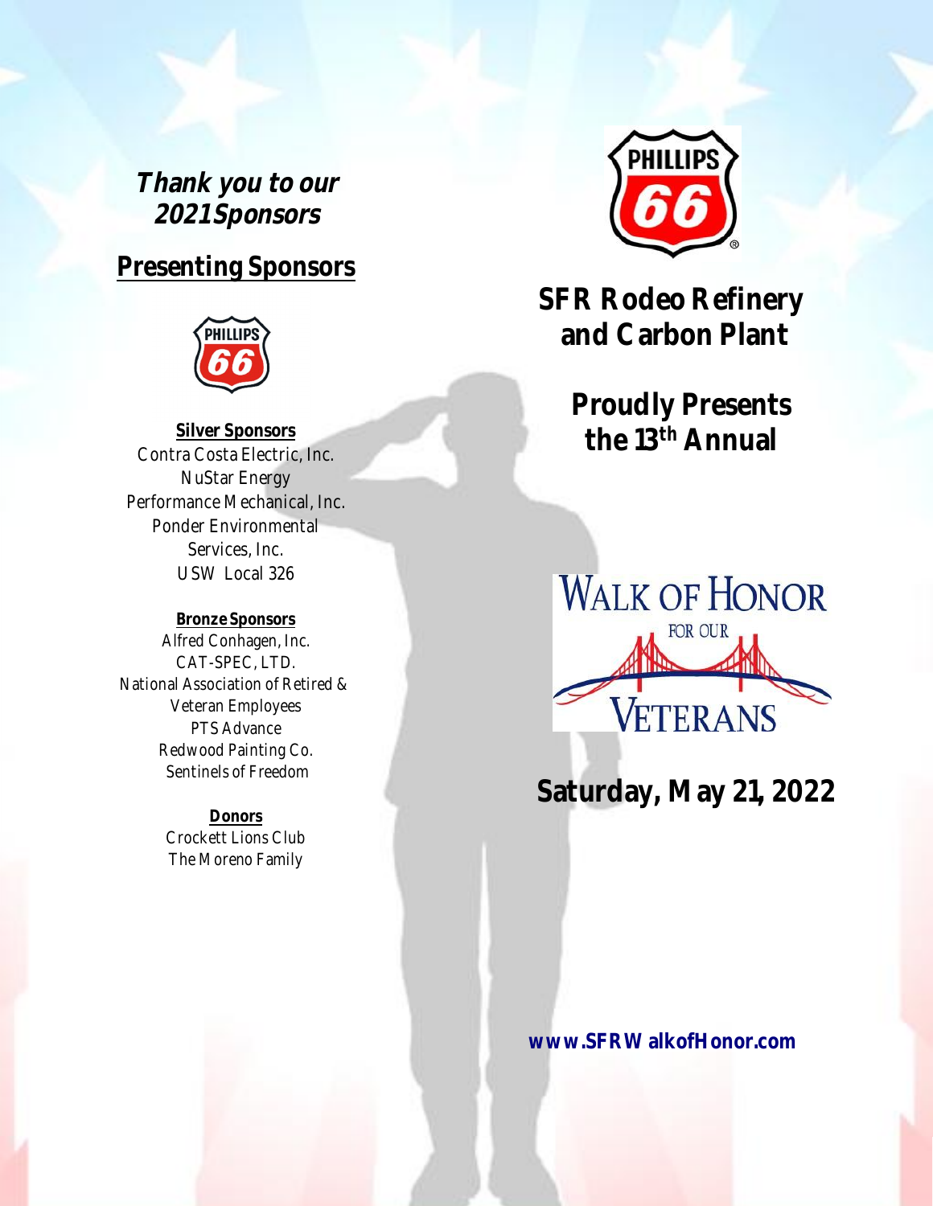***Thank you to our 2021Sponsors***

## Presenting Sponsors

**Silver Sponsors**

Contra Costa Electric, Inc.
NuStar Energy
Performance Mechanical, Inc.
Ponder Environmental Services, Inc.
USW Local 326

**Bronze Sponsors**

Alfred Conhagen, Inc.
CAT-SPEC, LTD.
National Association of Retired & Veteran Employees
PTS Advance
Redwood Painting Co.
Sentinels of Freedom

**Donors**

Crockett Lions Club
The Moreno Family

PHILLIPS 66

# SFR Rodeo Refinery and Carbon Plant

## Proudly Presents the 13th Annual

# WALK OF HONOR FOR OUR VETERANS

## Saturday, May 21, 2022

**www.SFRWalkofHonor.com**